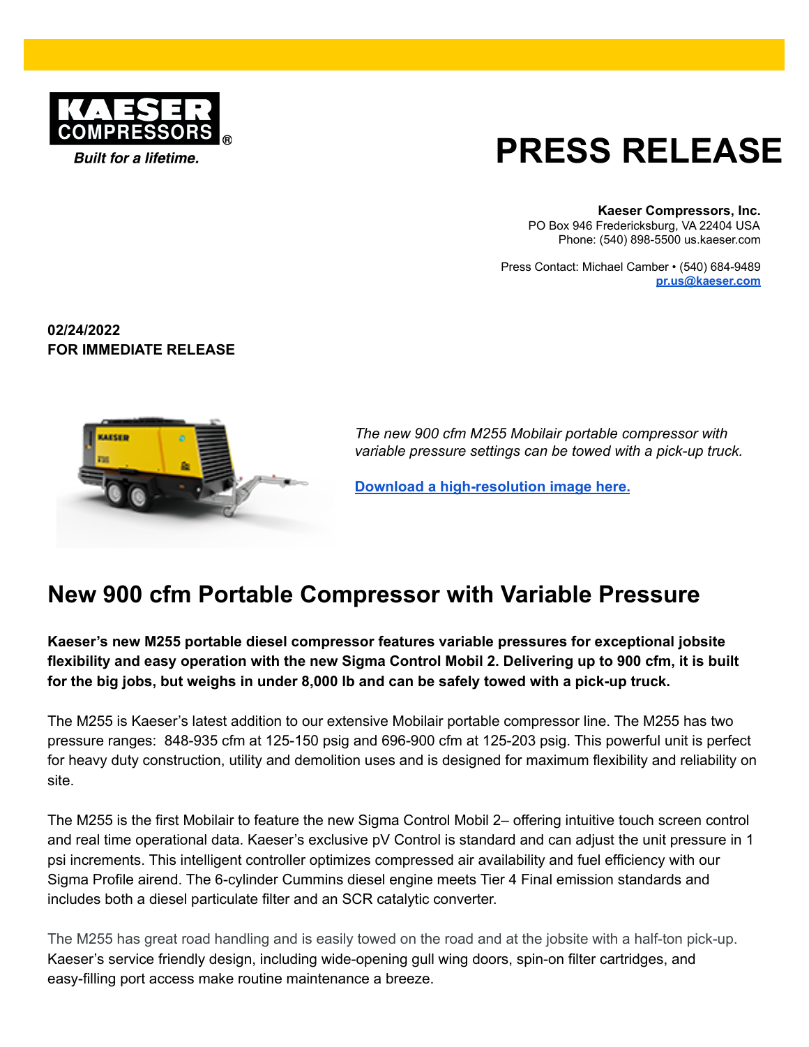**Kaeser Compressors, Inc.**
PO Box 946 Fredericksburg, VA 22404 USA
Phone: (540) 898-5500 us.kaeser.com

Press Contact: Michael Camber • (540) 684-9489
pr.us@kaeser.com

# PRESS RELEASE

**02/24/2022**
**FOR IMMEDIATE RELEASE**

*The new 900 cfm M255 Mobilair portable compressor with variable pressure settings can be towed with a pick-up truck.*

**Download a high-resolution image here.**

## New 900 cfm Portable Compressor with Variable Pressure

**Kaeser's new M255 portable diesel compressor features variable pressures for exceptional jobsite flexibility and easy operation with the new Sigma Control Mobil 2. Delivering up to 900 cfm, it is built for the big jobs, but weighs in under 8,000 lb and can be safely towed with a pick-up truck.**

The M255 is Kaeser's latest addition to our extensive Mobilair portable compressor line. The M255 has two pressure ranges: 848-935 cfm at 125-150 psig and 696-900 cfm at 125-203 psig. This powerful unit is perfect for heavy duty construction, utility and demolition uses and is designed for maximum flexibility and reliability on site.

The M255 is the first Mobilair to feature the new Sigma Control Mobil 2– offering intuitive touch screen control and real time operational data. Kaeser's exclusive pV Control is standard and can adjust the unit pressure in 1 psi increments. This intelligent controller optimizes compressed air availability and fuel efficiency with our Sigma Profile airend. The 6-cylinder Cummins diesel engine meets Tier 4 Final emission standards and includes both a diesel particulate filter and an SCR catalytic converter.

The M255 has great road handling and is easily towed on the road and at the jobsite with a half-ton pick-up. Kaeser's service friendly design, including wide-opening gull wing doors, spin-on filter cartridges, and easy-filling port access make routine maintenance a breeze.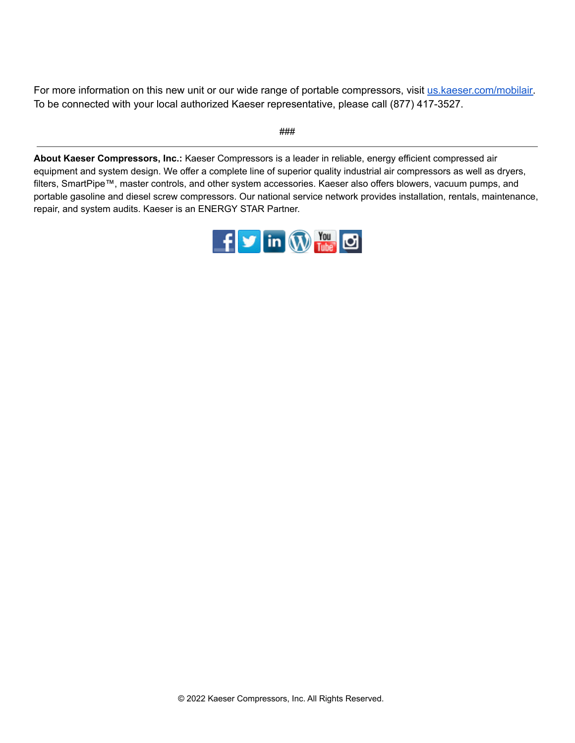For more information on this new unit or our wide range of portable compressors, visit [us.kaeser.com/mobilair](us.kaeser.com/mobilair). To be connected with your local authorized Kaeser representative, please call (877) 417-3527.

###

---

**About Kaeser Compressors, Inc.:** Kaeser Compressors is a leader in reliable, energy efficient compressed air equipment and system design. We offer a complete line of superior quality industrial air compressors as well as dryers, filters, SmartPipe™, master controls, and other system accessories. Kaeser also offers blowers, vacuum pumps, and portable gasoline and diesel screw compressors. Our national service network provides installation, rentals, maintenance, repair, and system audits. Kaeser is an ENERGY STAR Partner.

© 2022 Kaeser Compressors, Inc. All Rights Reserved.